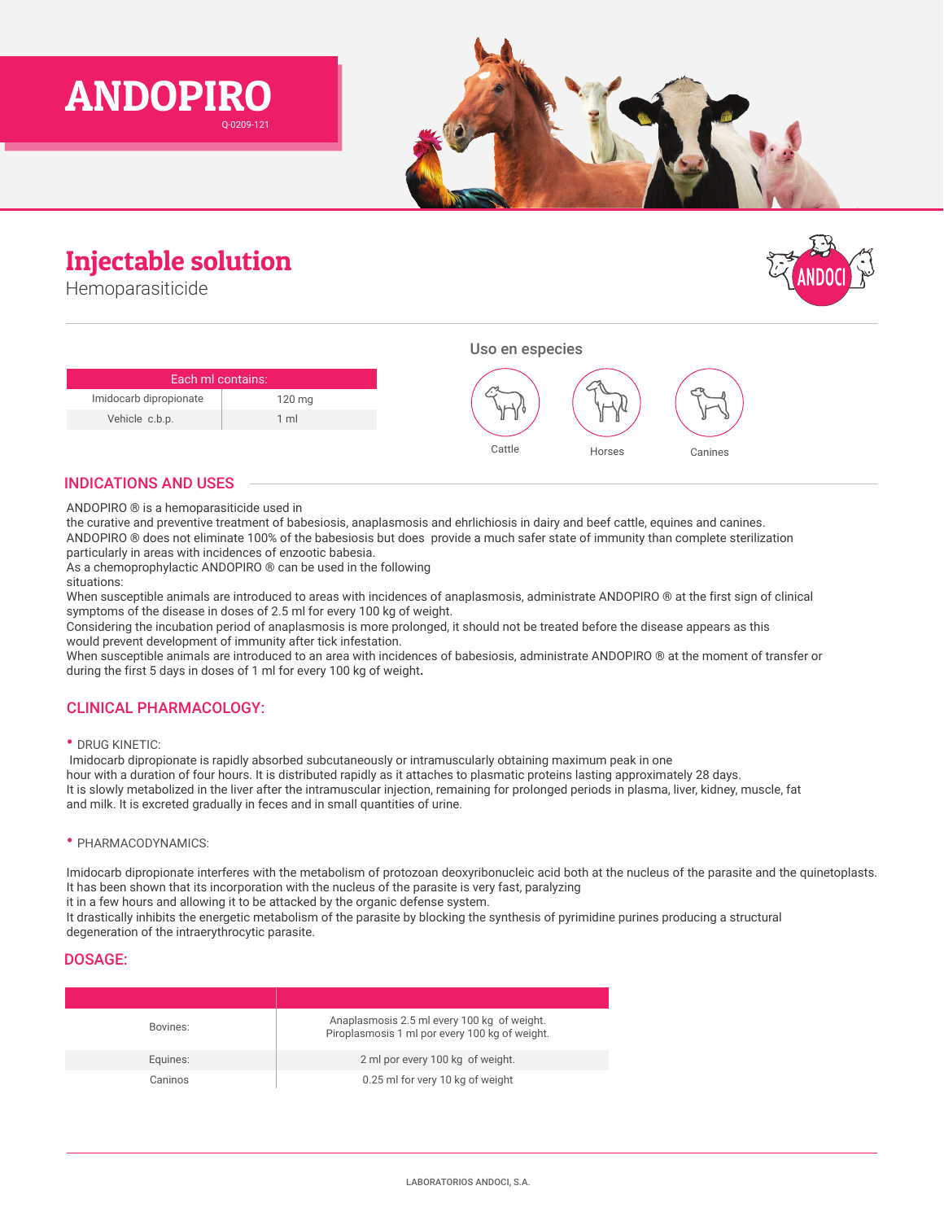# ANDOPIRO

Q-0209-121

## Injectable solution

Hemoparasiticide

ANDOCI

| Each ml contains: | |
|---|---|
| Imidocarb dipropionate | 120 mg |
| Vehicle c.b.p. | 1 ml |

Uso en especies

Cattle

Horses

Canines

## INDICATIONS AND USES

ANDOPIRO ® is a hemoparasiticide used in
the curative and preventive treatment of babesiosis, anaplasmosis and ehrlichiosis in dairy and beef cattle, equines and canines.
ANDOPIRO ® does not eliminate 100% of the babesiosis but does provide a much safer state of immunity than complete sterilization particularly in areas with incidences of enzootic babesia.
As a chemoprophylactic ANDOPIRO ® can be used in the following
situations:
When susceptible animals are introduced to areas with incidences of anaplasmosis, administrate ANDOPIRO ® at the first sign of clinical symptoms of the disease in doses of 2.5 ml for every 100 kg of weight.
Considering the incubation period of anaplasmosis is more prolonged, it should not be treated before the disease appears as this would prevent development of immunity after tick infestation.
When susceptible animals are introduced to an area with incidences of babesiosis, administrate ANDOPIRO ® at the moment of transfer or during the first 5 days in doses of 1 ml for every 100 kg of weight.

## CLINICAL PHARMACOLOGY:

- DRUG KINETIC:

Imidocarb dipropionate is rapidly absorbed subcutaneously or intramuscularly obtaining maximum peak in one hour with a duration of four hours. It is distributed rapidly as it attaches to plasmatic proteins lasting approximately 28 days.
It is slowly metabolized in the liver after the intramuscular injection, remaining for prolonged periods in plasma, liver, kidney, muscle, fat and milk. It is excreted gradually in feces and in small quantities of urine.

- PHARMACODYNAMICS:

Imidocarb dipropionate interferes with the metabolism of protozoan deoxyribonucleic acid both at the nucleus of the parasite and the quinetoplasts. It has been shown that its incorporation with the nucleus of the parasite is very fast, paralyzing it in a few hours and allowing it to be attacked by the organic defense system.
It drastically inhibits the energetic metabolism of the parasite by blocking the synthesis of pyrimidine purines producing a structural degeneration of the intraerythrocytic parasite.

## DOSAGE:

| | |
|---|---|
| Bovines: | Anaplasmosis 2.5 ml every 100 kg of weight.<br>Piroplasmosis 1 ml por every 100 kg of weight. |
| Equines: | 2 ml por every 100 kg of weight. |
| Caninos | 0.25 ml for very 10 kg of weight |

LABORATORIOS ANDOCI, S.A.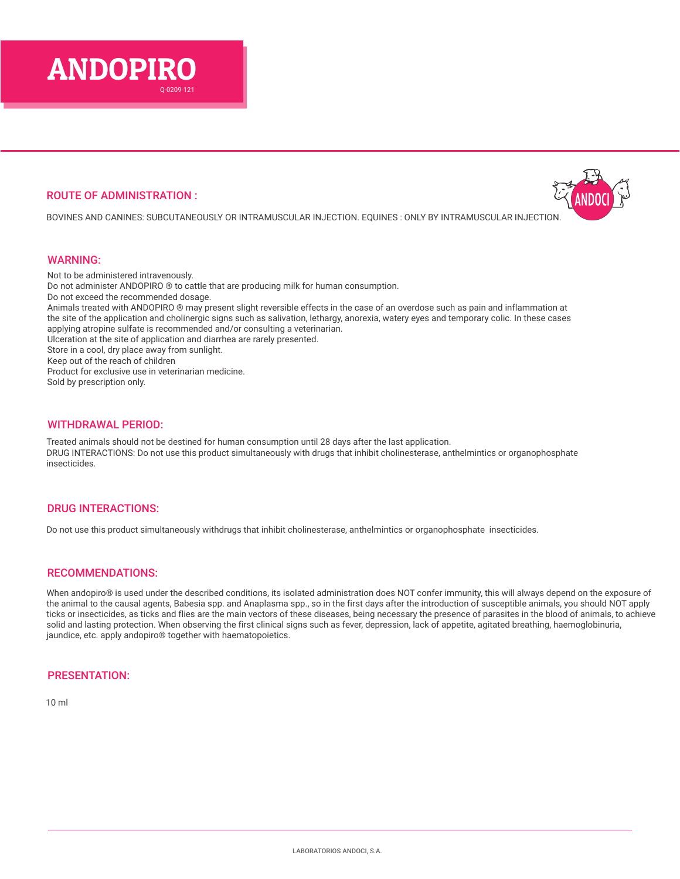# ANDOPIRO

Q-0209-121

## ROUTE OF ADMINISTRATION :

BOVINES AND CANINES: SUBCUTANEOUSLY OR INTRAMUSCULAR INJECTION. EQUINES : ONLY BY INTRAMUSCULAR INJECTION.

## WARNING:

Not to be administered intravenously.
Do not administer ANDOPIRO ® to cattle that are producing milk for human consumption.
Do not exceed the recommended dosage.
Animals treated with ANDOPIRO ® may present slight reversible effects in the case of an overdose such as pain and inflammation at the site of the application and cholinergic signs such as salivation, lethargy, anorexia, watery eyes and temporary colic. In these cases applying atropine sulfate is recommended and/or consulting a veterinarian.
Ulceration at the site of application and diarrhea are rarely presented.
Store in a cool, dry place away from sunlight.
Keep out of the reach of children
Product for exclusive use in veterinarian medicine.
Sold by prescription only.

## WITHDRAWAL PERIOD:

Treated animals should not be destined for human consumption until 28 days after the last application.
DRUG INTERACTIONS: Do not use this product simultaneously with drugs that inhibit cholinesterase, anthelmintics or organophosphate insecticides.

## DRUG INTERACTIONS:

Do not use this product simultaneously withdrugs that inhibit cholinesterase, anthelmintics or organophosphate insecticides.

## RECOMMENDATIONS:

When andopiro® is used under the described conditions, its isolated administration does NOT confer immunity, this will always depend on the exposure of the animal to the causal agents, Babesia spp. and Anaplasma spp., so in the first days after the introduction of susceptible animals, you should NOT apply ticks or insecticides, as ticks and flies are the main vectors of these diseases, being necessary the presence of parasites in the blood of animals, to achieve solid and lasting protection. When observing the first clinical signs such as fever, depression, lack of appetite, agitated breathing, haemoglobinuria, jaundice, etc. apply andopiro® together with haematopoietics.

## PRESENTATION:

10 ml

LABORATORIOS ANDOCI, S.A.